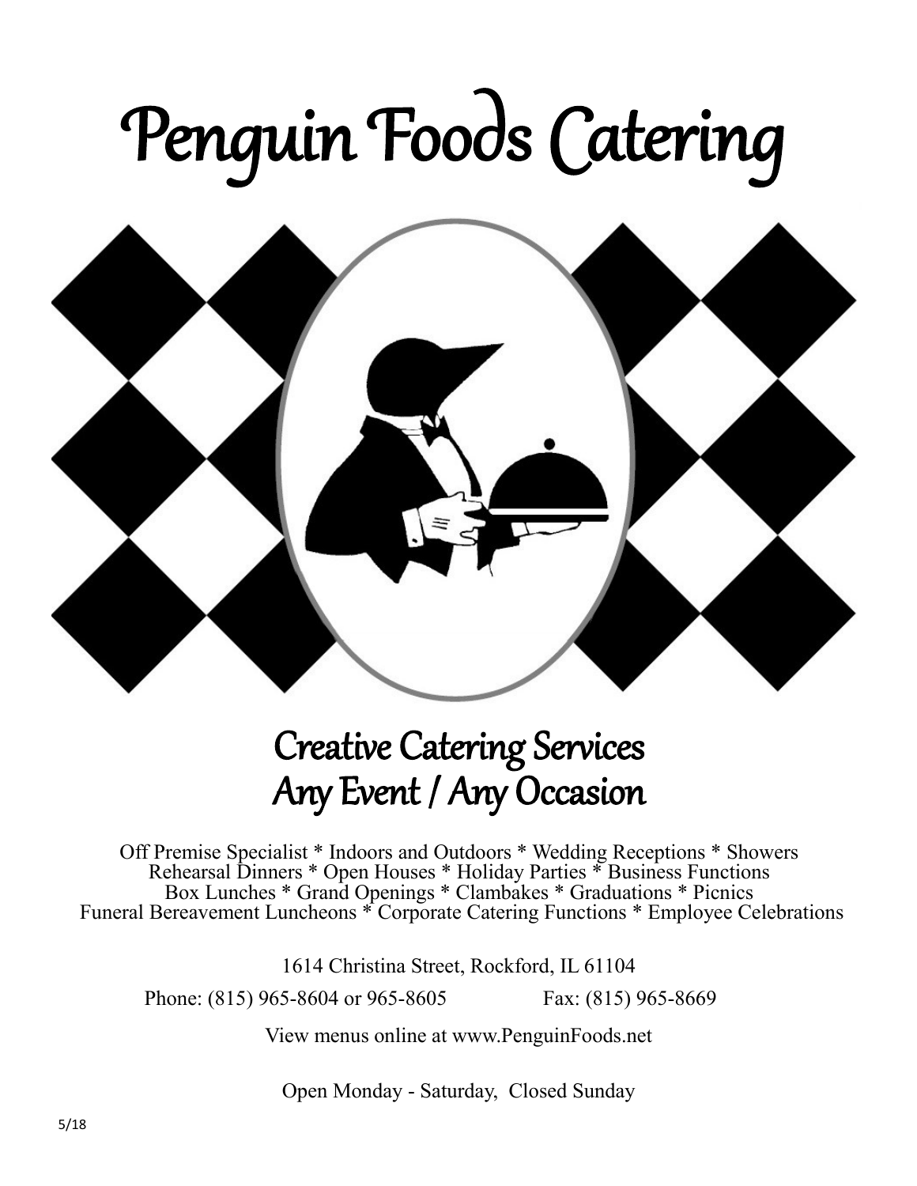# Penguin Foods Catering

## Creative Catering Services
## Any Event / Any Occasion

Off Premise Specialist * Indoors and Outdoors * Wedding Receptions * Showers
Rehearsal Dinners * Open Houses * Holiday Parties * Business Functions
Box Lunches * Grand Openings * Clambakes * Graduations * Picnics
Funeral Bereavement Luncheons * Corporate Catering Functions * Employee Celebrations

1614 Christina Street, Rockford, IL 61104

Phone: (815) 965-8604 or 965-8605 Fax: (815) 965-8669

View menus online at www.PenguinFoods.net

Open Monday - Saturday, Closed Sunday

5/18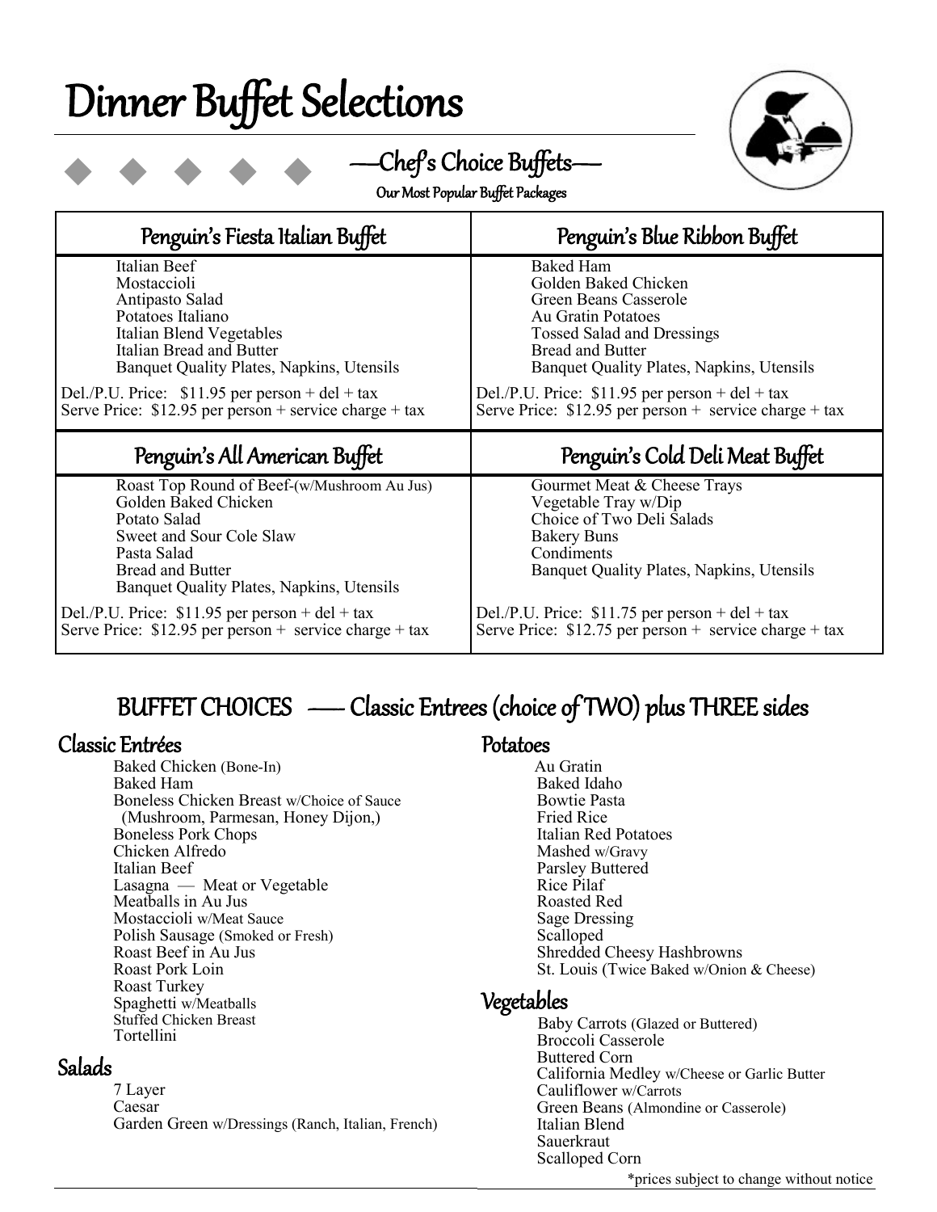# Dinner Buffet Selections

## —Chef's Choice Buffets—

**Our Most Popular Buffet Packages**

| Penguin's Fiesta Italian Buffet | Penguin's Blue Ribbon Buffet |
|---|---|
| Italian Beef<br>Mostaccioli<br>Antipasto Salad<br>Potatoes Italiano<br>Italian Blend Vegetables<br>Italian Bread and Butter<br>Banquet Quality Plates, Napkins, Utensils | Baked Ham<br>Golden Baked Chicken<br>Green Beans Casserole<br>Au Gratin Potatoes<br>Tossed Salad and Dressings<br>Bread and Butter<br>Banquet Quality Plates, Napkins, Utensils |
| Del./P.U. Price: $11.95 per person + del + tax<br>Serve Price: $12.95 per person + service charge + tax | Del./P.U. Price: $11.95 per person + del + tax<br>Serve Price: $12.95 per person + service charge + tax |
| **Penguin's All American Buffet** | **Penguin's Cold Deli Meat Buffet** |
| Roast Top Round of Beef-(w/Mushroom Au Jus)<br>Golden Baked Chicken<br>Potato Salad<br>Sweet and Sour Cole Slaw<br>Pasta Salad<br>Bread and Butter<br>Banquet Quality Plates, Napkins, Utensils | Gourmet Meat & Cheese Trays<br>Vegetable Tray w/Dip<br>Choice of Two Deli Salads<br>Bakery Buns<br>Condiments<br>Banquet Quality Plates, Napkins, Utensils |
| Del./P.U. Price: $11.95 per person + del + tax<br>Serve Price: $12.95 per person + service charge + tax | Del./P.U. Price: $11.75 per person + del + tax<br>Serve Price: $12.75 per person + service charge + tax |

## BUFFET CHOICES — Classic Entrees (choice of TWO) plus THREE sides

### Classic Entrées

- Baked Chicken (Bone-In)
- Baked Ham
- Boneless Chicken Breast w/Choice of Sauce (Mushroom, Parmesan, Honey Dijon,)
- Boneless Pork Chops
- Chicken Alfredo
- Italian Beef
- Lasagna — Meat or Vegetable
- Meatballs in Au Jus
- Mostaccioli w/Meat Sauce
- Polish Sausage (Smoked or Fresh)
- Roast Beef in Au Jus
- Roast Pork Loin
- Roast Turkey
- Spaghetti w/Meatballs
- Stuffed Chicken Breast
- Tortellini

### Salads

- 7 Layer
- Caesar
- Garden Green w/Dressings (Ranch, Italian, French)

### Potatoes

- Au Gratin
- Baked Idaho
- Bowtie Pasta
- Fried Rice
- Italian Red Potatoes
- Mashed w/Gravy
- Parsley Buttered
- Rice Pilaf
- Roasted Red
- Sage Dressing
- Scalloped
- Shredded Cheesy Hashbrowns
- St. Louis (Twice Baked w/Onion & Cheese)

### Vegetables

- Baby Carrots (Glazed or Buttered)
- Broccoli Casserole
- Buttered Corn
- California Medley w/Cheese or Garlic Butter
- Cauliflower w/Carrots
- Green Beans (Almondine or Casserole)
- Italian Blend
- Sauerkraut
- Scalloped Corn

*prices subject to change without notice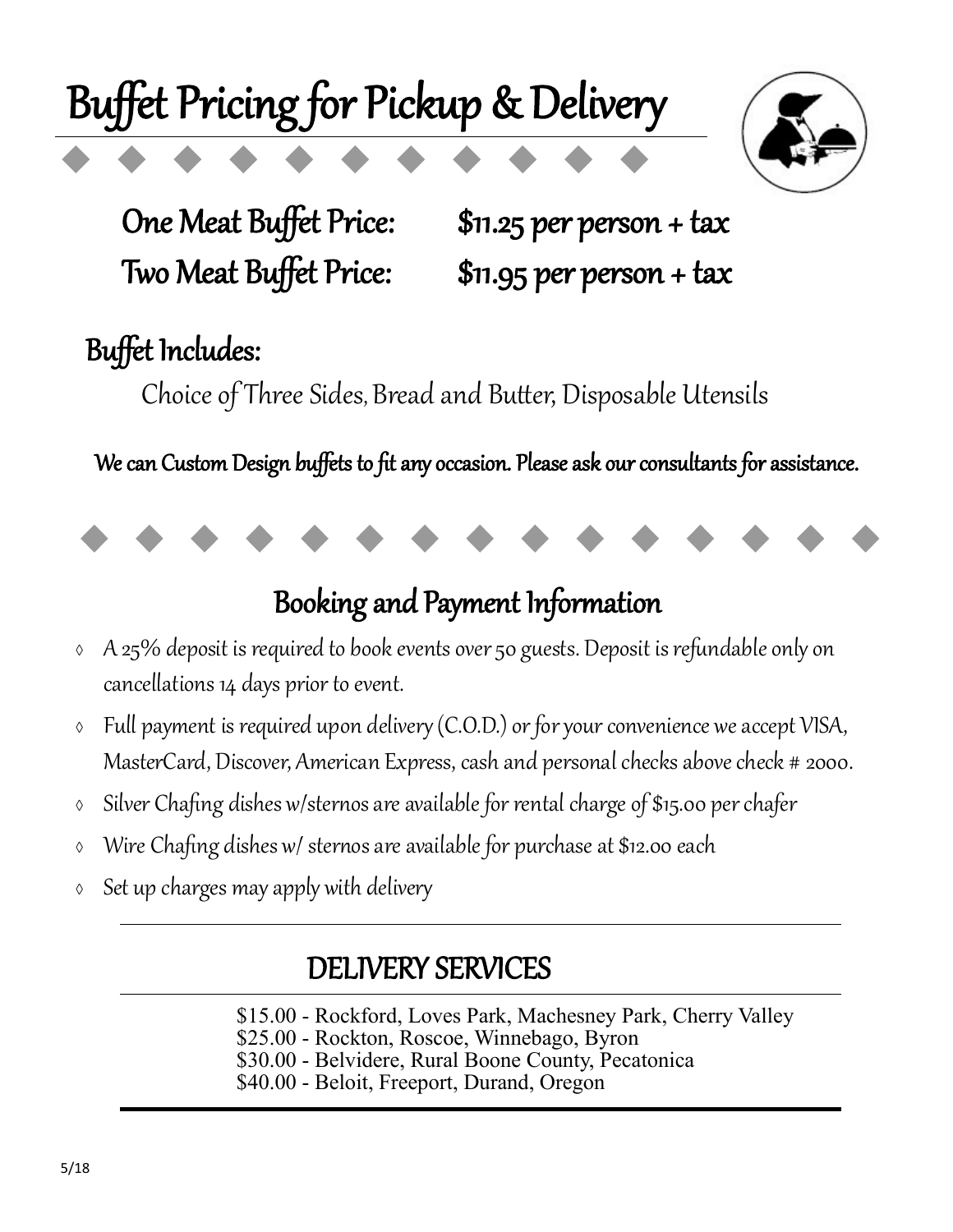# Buffet Pricing for Pickup & Delivery

**One Meat Buffet Price:** $11.25 per person + tax

**Two Meat Buffet Price:** $11.95 per person + tax

## Buffet Includes:

Choice of Three Sides, Bread and Butter, Disposable Utensils

**We can Custom Design buffets to fit any occasion. Please ask our consultants for assistance.**

## Booking and Payment Information

- A 25% deposit is required to book events over 50 guests. Deposit is refundable only on cancellations 14 days prior to event.
- Full payment is required upon delivery (C.O.D.) or for your convenience we accept VISA, MasterCard, Discover, American Express, cash and personal checks above check # 2000.
- Silver Chafing dishes w/sternos are available for rental charge of $15.00 per chafer
- Wire Chafing dishes w/ sternos are available for purchase at $12.00 each
- Set up charges may apply with delivery

## DELIVERY SERVICES

$15.00 - Rockford, Loves Park, Machesney Park, Cherry Valley
$25.00 - Rockton, Roscoe, Winnebago, Byron
$30.00 - Belvidere, Rural Boone County, Pecatonica
$40.00 - Beloit, Freeport, Durand, Oregon

5/18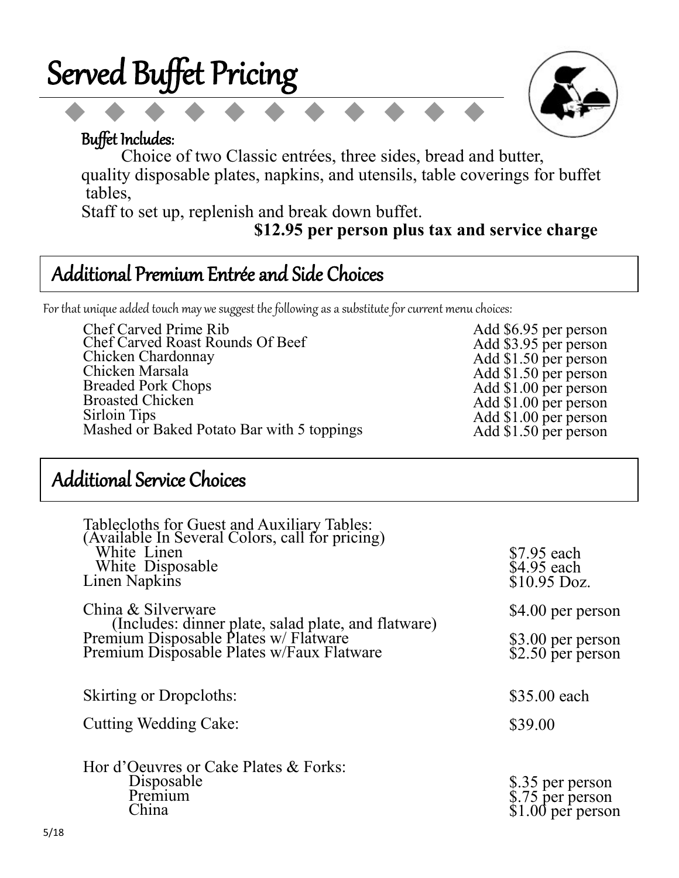# Served Buffet Pricing

### Buffet Includes:

Choice of two Classic entrées, three sides, bread and butter, quality disposable plates, napkins, and utensils, table coverings for buffet tables,

Staff to set up, replenish and break down buffet.

**$12.95 per person plus tax and service charge**

## Additional Premium Entrée and Side Choices

*For that unique added touch may we suggest the following as a substitute for current menu choices:*

| Item | Price |
|---|---|
| Chef Carved Prime Rib | Add $6.95 per person |
| Chef Carved Roast Rounds Of Beef | Add $3.95 per person |
| Chicken Chardonnay | Add $1.50 per person |
| Chicken Marsala | Add $1.50 per person |
| Breaded Pork Chops | Add $1.00 per person |
| Broasted Chicken | Add $1.00 per person |
| Sirloin Tips | Add $1.00 per person |
| Mashed or Baked Potato Bar with 5 toppings | Add $1.50 per person |

## Additional Service Choices

| Item | Price |
|---|---|
| Tablecloths for Guest and Auxiliary Tables: (Available In Several Colors, call for pricing) | |
| White Linen | $7.95 each |
| White Disposable | $4.95 each |
| Linen Napkins | $10.95 Doz. |
| China & Silverware (Includes: dinner plate, salad plate, and flatware) | $4.00 per person |
| Premium Disposable Plates w/ Flatware | $3.00 per person |
| Premium Disposable Plates w/Faux Flatware | $2.50 per person |
| Skirting or Dropcloths: | $35.00 each |
| Cutting Wedding Cake: | $39.00 |
| Hor d'Oeuvres or Cake Plates & Forks: | |
| Disposable | $.35 per person |
| Premium | $.75 per person |
| China | $1.00 per person |

5/18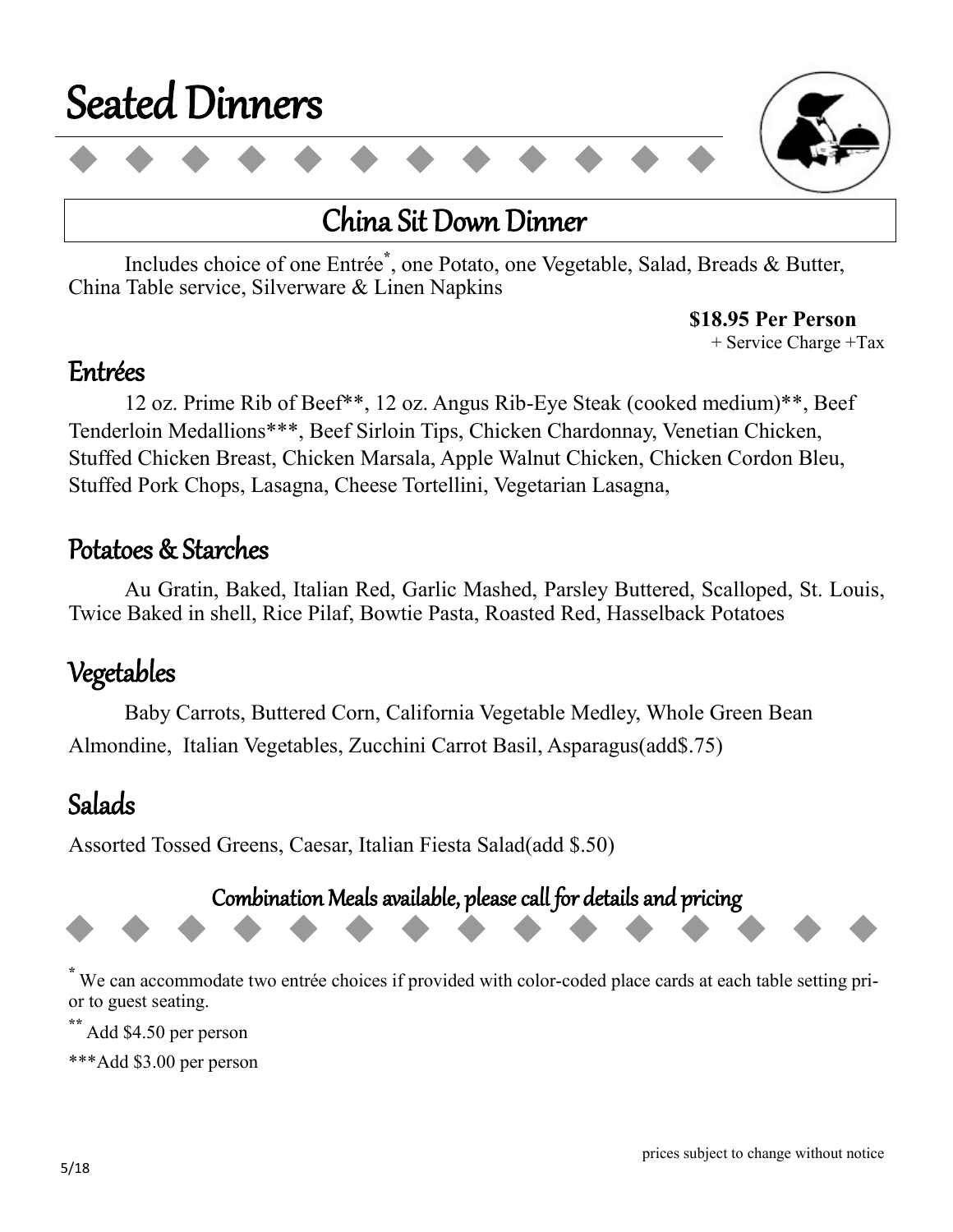# Seated Dinners

## China Sit Down Dinner

Includes choice of one Entrée*, one Potato, one Vegetable, Salad, Breads & Butter, China Table service, Silverware & Linen Napkins

**$18.95 Per Person**
+ Service Charge +Tax

### Entrées

12 oz. Prime Rib of Beef**, 12 oz. Angus Rib-Eye Steak (cooked medium)**, Beef Tenderloin Medallions***, Beef Sirloin Tips, Chicken Chardonnay, Venetian Chicken, Stuffed Chicken Breast, Chicken Marsala, Apple Walnut Chicken, Chicken Cordon Bleu, Stuffed Pork Chops, Lasagna, Cheese Tortellini, Vegetarian Lasagna,

### Potatoes & Starches

Au Gratin, Baked, Italian Red, Garlic Mashed, Parsley Buttered, Scalloped, St. Louis, Twice Baked in shell, Rice Pilaf, Bowtie Pasta, Roasted Red, Hasselback Potatoes

### Vegetables

Baby Carrots, Buttered Corn, California Vegetable Medley, Whole Green Bean Almondine, Italian Vegetables, Zucchini Carrot Basil, Asparagus(add$.75)

### Salads

Assorted Tossed Greens, Caesar, Italian Fiesta Salad(add $.50)

**Combination Meals available, please call for details and pricing**

* We can accommodate two entrée choices if provided with color-coded place cards at each table setting prior to guest seating.

** Add $4.50 per person

***Add $3.00 per person

5/18

prices subject to change without notice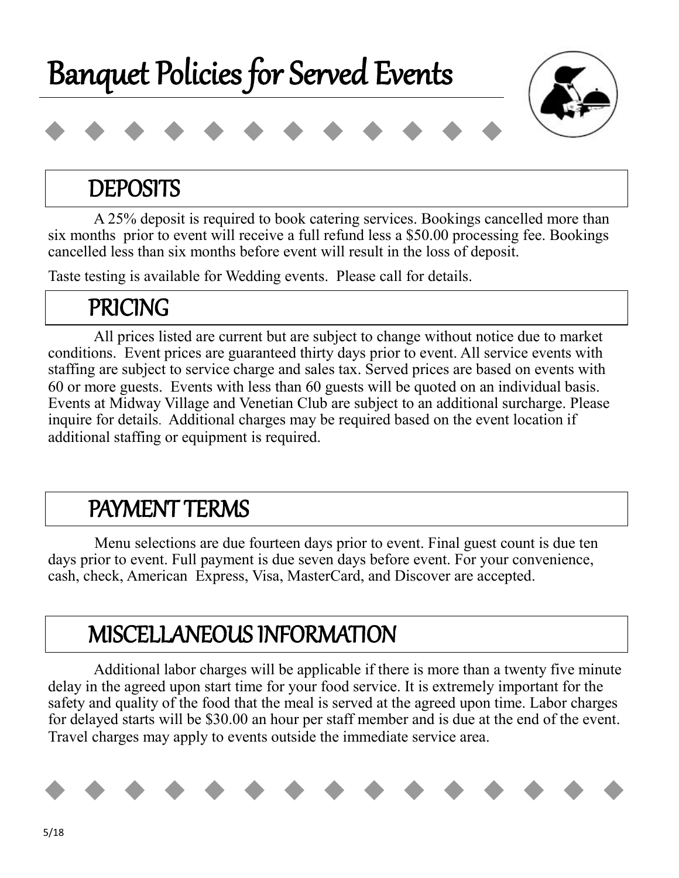# Banquet Policies for Served Events

## DEPOSITS

A 25% deposit is required to book catering services. Bookings cancelled more than six months prior to event will receive a full refund less a $50.00 processing fee. Bookings cancelled less than six months before event will result in the loss of deposit.

Taste testing is available for Wedding events. Please call for details.

## PRICING

All prices listed are current but are subject to change without notice due to market conditions. Event prices are guaranteed thirty days prior to event. All service events with staffing are subject to service charge and sales tax. Served prices are based on events with 60 or more guests. Events with less than 60 guests will be quoted on an individual basis. Events at Midway Village and Venetian Club are subject to an additional surcharge. Please inquire for details. Additional charges may be required based on the event location if additional staffing or equipment is required.

## PAYMENT TERMS

Menu selections are due fourteen days prior to event. Final guest count is due ten days prior to event. Full payment is due seven days before event. For your convenience, cash, check, American Express, Visa, MasterCard, and Discover are accepted.

## MISCELLANEOUS INFORMATION

Additional labor charges will be applicable if there is more than a twenty five minute delay in the agreed upon start time for your food service. It is extremely important for the safety and quality of the food that the meal is served at the agreed upon time. Labor charges for delayed starts will be $30.00 an hour per staff member and is due at the end of the event. Travel charges may apply to events outside the immediate service area.

5/18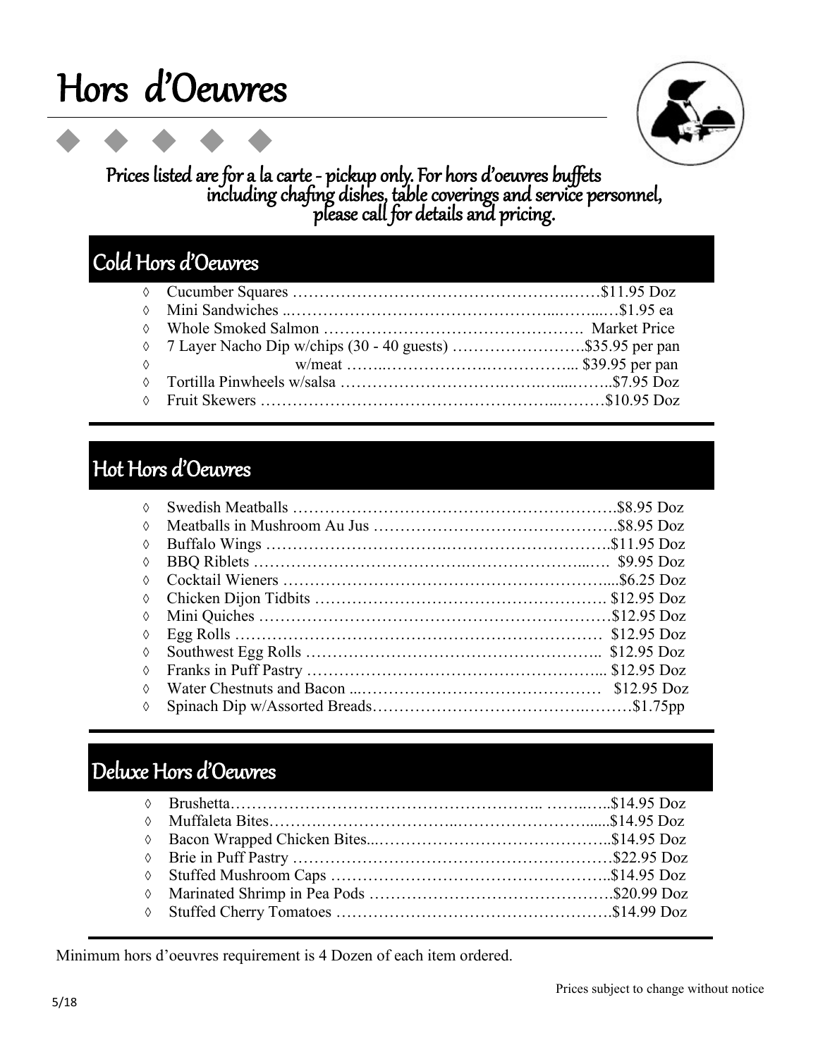# Hors d'Oeuvres

◆ ◆ ◆ ◆ ◆

**Prices listed are for a la carte - pickup only. For hors d'oeuvres buffets including chafing dishes, table coverings and service personnel, please call for details and pricing.**

## Cold Hors d'Oeuvres

- Cucumber Squares ……………………………………………….…….$11.95 Doz
- Mini Sandwiches ..………………………………………...……...…$1.95 ea
- Whole Smoked Salmon …………………………………………. Market Price
- 7 Layer Nacho Dip w/chips (30 - 40 guests) …………………….$35.95 per pan
- w/meat ……..………………….……………... $39.95 per pan
- Tortilla Pinwheels w/salsa ……………………….…….…....……..$7.95 Doz
- Fruit Skewers ……………………………………………..………$10.95 Doz

## Hot Hors d'Oeuvres

- Swedish Meatballs …………………………………………………….$8.95 Doz
- Meatballs in Mushroom Au Jus ……………………………………….$8.95 Doz
- Buffalo Wings …………………………..……………………………..$11.95 Doz
- BBQ Riblets ………………………………..…………………...…. $9.95 Doz
- Cocktail Wieners ……………………………………………………....$6.25 Doz
- Chicken Dijon Tidbits ……….……………………….………………. $12.95 Doz
- Mini Quiches …………………………………………………………$12.95 Doz
- Egg Rolls …………………………………………………………… $12.95 Doz
- Southwest Egg Rolls ……………………………………………….. $12.95 Doz
- Franks in Puff Pastry ……………………………………………….... $12.95 Doz
- Water Chestnuts and Bacon ...………………………………………… $12.95 Doz
- Spinach Dip w/Assorted Breads…………………………………..………$1.75pp

## Deluxe Hors d'Oeuvres

- Brushetta…………………………………………………….. ……..…..$14.95 Doz
- Muffaleta Bites……….……………………..………………………......$14.95 Doz
- Bacon Wrapped Chicken Bites...……………………………………..$14.95 Doz
- Brie in Puff Pastry ……………………………………………………$22.95 Doz
- Stuffed Mushroom Caps ……………………………………………..$14.95 Doz
- Marinated Shrimp in Pea Pods ……………………………………….$20.99 Doz
- Stuffed Cherry Tomatoes …………………………………………….$14.99 Doz

Minimum hors d'oeuvres requirement is 4 Dozen of each item ordered.

Prices subject to change without notice

5/18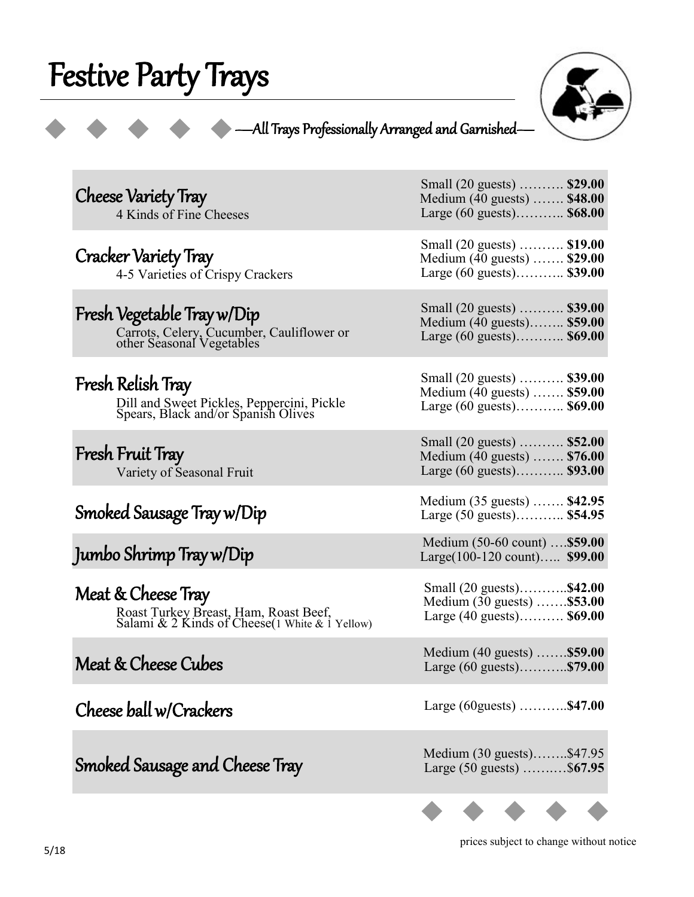# Festive Party Trays

—All Trays Professionally Arranged and Garnished—

| Item | Sizes & Prices |
|---|---|
| **Cheese Variety Tray**<br>4 Kinds of Fine Cheeses | Small (20 guests) ………. **$29.00**<br>Medium (40 guests) ……. **$48.00**<br>Large (60 guests)……….. **$68.00** |
| **Cracker Variety Tray**<br>4-5 Varieties of Crispy Crackers | Small (20 guests) ………. **$19.00**<br>Medium (40 guests) ……. **$29.00**<br>Large (60 guests)……….. **$39.00** |
| **Fresh Vegetable Tray w/Dip**<br>Carrots, Celery, Cucumber, Cauliflower or other Seasonal Vegetables | Small (20 guests) ………. **$39.00**<br>Medium (40 guests)…….. **$59.00**<br>Large (60 guests)……….. **$69.00** |
| **Fresh Relish Tray**<br>Dill and Sweet Pickles, Peppercini, Pickle Spears, Black and/or Spanish Olives | Small (20 guests) ………. **$39.00**<br>Medium (40 guests) ……. **$59.00**<br>Large (60 guests)……….. **$69.00** |
| **Fresh Fruit Tray**<br>Variety of Seasonal Fruit | Small (20 guests) ………. **$52.00**<br>Medium (40 guests) ……. **$76.00**<br>Large (60 guests)……….. **$93.00** |
| **Smoked Sausage Tray w/Dip** | Medium (35 guests) ……. **$42.95**<br>Large (50 guests)……….. **$54.95** |
| **Jumbo Shrimp Tray w/Dip** | Medium (50-60 count) ….**$59.00**<br>Large(100-120 count)….. **$99.00** |
| **Meat & Cheese Tray**<br>Roast Turkey Breast, Ham, Roast Beef, Salami & 2 Kinds of Cheese(1 White & 1 Yellow) | Small (20 guests)………..**$42.00**<br>Medium (30 guests) …….**$53.00**<br>Large (40 guests)………. **$69.00** |
| **Meat & Cheese Cubes** | Medium (40 guests) …….**$59.00**<br>Large (60 guests)………..**$79.00** |
| **Cheese ball w/Crackers** | Large (60guests) ………..**$47.00** |
| **Smoked Sausage and Cheese Tray** | Medium (30 guests)……..$47.95<br>Large (50 guests) ……..…$**67.95** |

prices subject to change without notice

5/18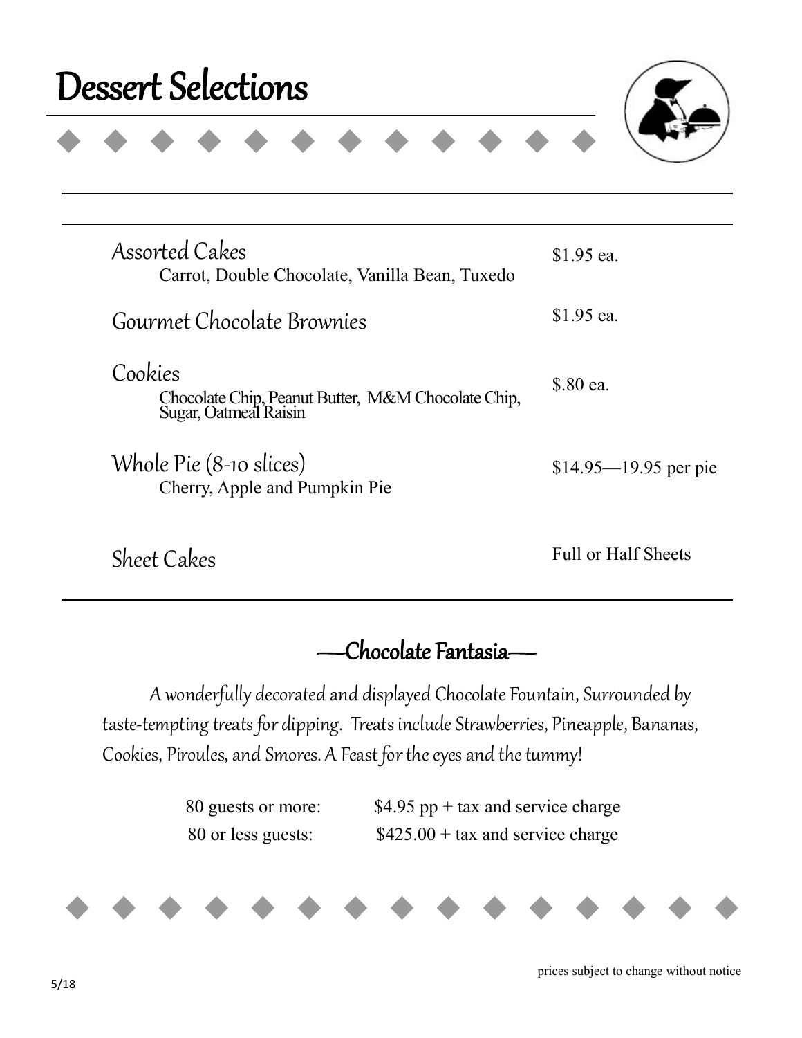# Dessert Selections

| Item | Price |
|---|---|
| Assorted Cakes<br>Carrot, Double Chocolate, Vanilla Bean, Tuxedo | $1.95 ea. |
| Gourmet Chocolate Brownies | $1.95 ea. |
| Cookies<br>Chocolate Chip, Peanut Butter, M&M Chocolate Chip, Sugar, Oatmeal Raisin | $.80 ea. |
| Whole Pie (8-10 slices)<br>Cherry, Apple and Pumpkin Pie | $14.95—19.95 per pie |
| Sheet Cakes | Full or Half Sheets |

## —Chocolate Fantasia—

*A wonderfully decorated and displayed Chocolate Fountain, Surrounded by taste-tempting treats for dipping. Treats include Strawberries, Pineapple, Bananas, Cookies, Piroules, and Smores. A Feast for the eyes and the tummy!*

| | |
|---|---|
| 80 guests or more: | $4.95 pp + tax and service charge |
| 80 or less guests: | $425.00 + tax and service charge |

prices subject to change without notice

5/18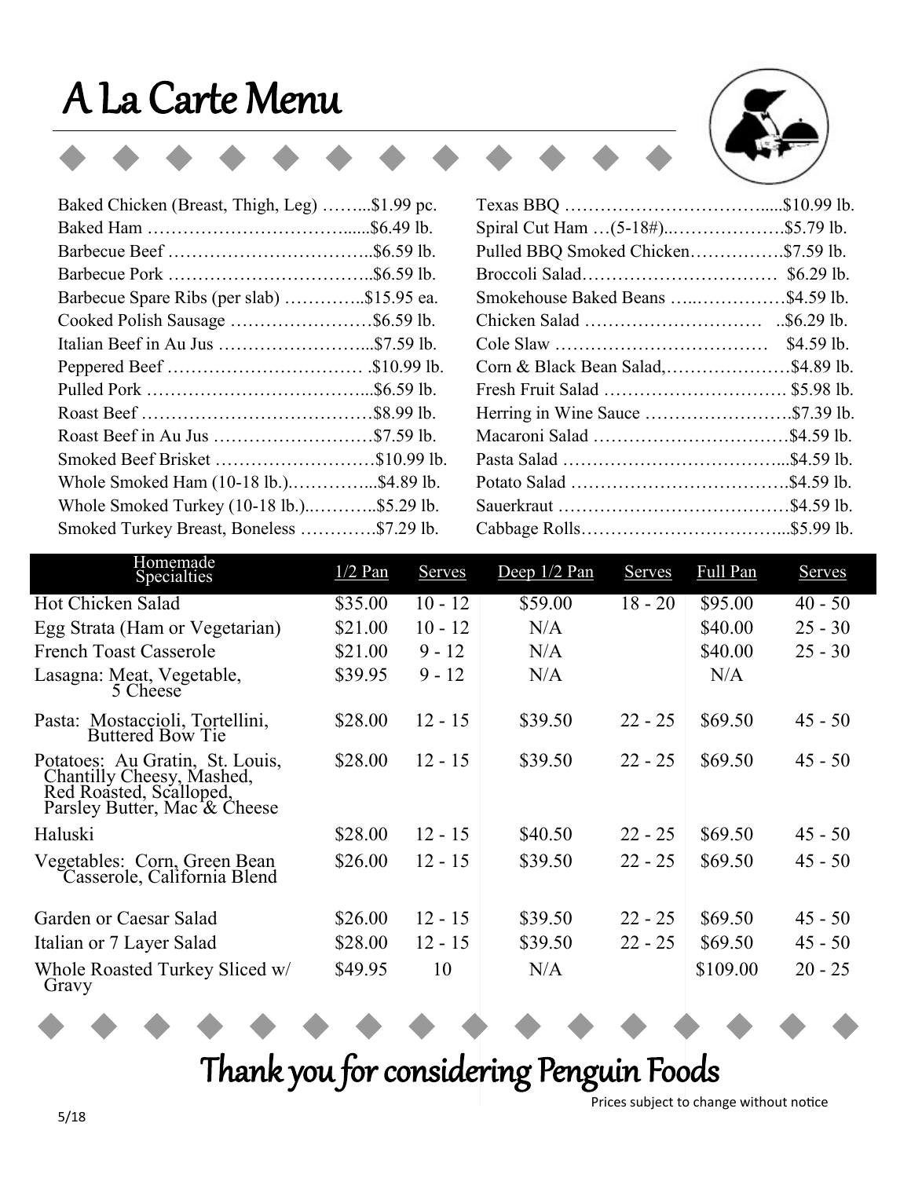# A La Carte Menu

| | |
|---|---|
| Baked Chicken (Breast, Thigh, Leg) | $1.99 pc. |
| Baked Ham | $6.49 lb. |
| Barbecue Beef | $6.59 lb. |
| Barbecue Pork | $6.59 lb. |
| Barbecue Spare Ribs (per slab) | $15.95 ea. |
| Cooked Polish Sausage | $6.59 lb. |
| Italian Beef in Au Jus | $7.59 lb. |
| Peppered Beef | $10.99 lb. |
| Pulled Pork | $6.59 lb. |
| Roast Beef | $8.99 lb. |
| Roast Beef in Au Jus | $7.59 lb. |
| Smoked Beef Brisket | $10.99 lb. |
| Whole Smoked Ham (10-18 lb.) | $4.89 lb. |
| Whole Smoked Turkey (10-18 lb.) | $5.29 lb. |
| Smoked Turkey Breast, Boneless | $7.29 lb. |
| Texas BBQ | $10.99 lb. |
| Spiral Cut Ham …(5-18#) | $5.79 lb. |
| Pulled BBQ Smoked Chicken | $7.59 lb. |
| Broccoli Salad | $6.29 lb. |
| Smokehouse Baked Beans | $4.59 lb. |
| Chicken Salad | $6.29 lb. |
| Cole Slaw | $4.59 lb. |
| Corn & Black Bean Salad, | $4.89 lb. |
| Fresh Fruit Salad | $5.98 lb. |
| Herring in Wine Sauce | $7.39 lb. |
| Macaroni Salad | $4.59 lb. |
| Pasta Salad | $4.59 lb. |
| Potato Salad | $4.59 lb. |
| Sauerkraut | $4.59 lb. |
| Cabbage Rolls | $5.99 lb. |

| Homemade Specialties | 1/2 Pan | Serves | Deep 1/2 Pan | Serves | Full Pan | Serves |
|---|---|---|---|---|---|---|
| Hot Chicken Salad | $35.00 | 10 - 12 | $59.00 | 18 - 20 | $95.00 | 40 - 50 |
| Egg Strata (Ham or Vegetarian) | $21.00 | 10 - 12 | N/A | | $40.00 | 25 - 30 |
| French Toast Casserole | $21.00 | 9 - 12 | N/A | | $40.00 | 25 - 30 |
| Lasagna: Meat, Vegetable, 5 Cheese | $39.95 | 9 - 12 | N/A | | N/A | |
| Pasta: Mostaccioli, Tortellini, Buttered Bow Tie | $28.00 | 12 - 15 | $39.50 | 22 - 25 | $69.50 | 45 - 50 |
| Potatoes: Au Gratin, St. Louis, Chantilly Cheesy, Mashed, Red Roasted, Scalloped, Parsley Butter, Mac & Cheese | $28.00 | 12 - 15 | $39.50 | 22 - 25 | $69.50 | 45 - 50 |
| Haluski | $28.00 | 12 - 15 | $40.50 | 22 - 25 | $69.50 | 45 - 50 |
| Vegetables: Corn, Green Bean Casserole, California Blend | $26.00 | 12 - 15 | $39.50 | 22 - 25 | $69.50 | 45 - 50 |
| Garden or Caesar Salad | $26.00 | 12 - 15 | $39.50 | 22 - 25 | $69.50 | 45 - 50 |
| Italian or 7 Layer Salad | $28.00 | 12 - 15 | $39.50 | 22 - 25 | $69.50 | 45 - 50 |
| Whole Roasted Turkey Sliced w/ Gravy | $49.95 | 10 | N/A | | $109.00 | 20 - 25 |

## Thank you for considering Penguin Foods

Prices subject to change without notice

5/18